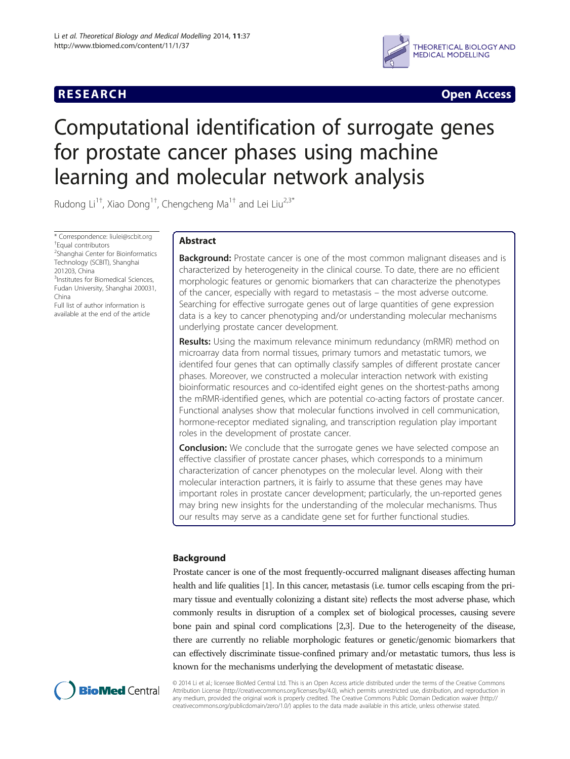## RESEARCH

**Open Access**

# Computational identification of surrogate genes for prostate cancer phases using machine learning and molecular network analysis

Rudong Li[1†], Xiao Dong[1†], Chengcheng Ma[1†] and Lei Liu[2,3*]

* Correspondence: liulei@scbit.org
[†]Equal contributors
[2]Shanghai Center for Bioinformatics Technology (SCBIT), Shanghai 201203, China
[3]Institutes for Biomedical Sciences, Fudan University, Shanghai 200031, China
Full list of author information is available at the end of the article

## Abstract

**Background:** Prostate cancer is one of the most common malignant diseases and is characterized by heterogeneity in the clinical course. To date, there are no efficient morphologic features or genomic biomarkers that can characterize the phenotypes of the cancer, especially with regard to metastasis – the most adverse outcome. Searching for effective surrogate genes out of large quantities of gene expression data is a key to cancer phenotyping and/or understanding molecular mechanisms underlying prostate cancer development.

**Results:** Using the maximum relevance minimum redundancy (mRMR) method on microarray data from normal tissues, primary tumors and metastatic tumors, we identifed four genes that can optimally classify samples of different prostate cancer phases. Moreover, we constructed a molecular interaction network with existing bioinformatic resources and co-identifed eight genes on the shortest-paths among the mRMR-identified genes, which are potential co-acting factors of prostate cancer. Functional analyses show that molecular functions involved in cell communication, hormone-receptor mediated signaling, and transcription regulation play important roles in the development of prostate cancer.

**Conclusion:** We conclude that the surrogate genes we have selected compose an effective classifier of prostate cancer phases, which corresponds to a minimum characterization of cancer phenotypes on the molecular level. Along with their molecular interaction partners, it is fairly to assume that these genes may have important roles in prostate cancer development; particularly, the un-reported genes may bring new insights for the understanding of the molecular mechanisms. Thus our results may serve as a candidate gene set for further functional studies.

## Background

Prostate cancer is one of the most frequently-occurred malignant diseases affecting human health and life qualities [1]. In this cancer, metastasis (i.e. tumor cells escaping from the primary tissue and eventually colonizing a distant site) reflects the most adverse phase, which commonly results in disruption of a complex set of biological processes, causing severe bone pain and spinal cord complications [2,3]. Due to the heterogeneity of the disease, there are currently no reliable morphologic features or genetic/genomic biomarkers that can effectively discriminate tissue-confined primary and/or metastatic tumors, thus less is known for the mechanisms underlying the development of metastatic disease.

© 2014 Li et al.; licensee BioMed Central Ltd. This is an Open Access article distributed under the terms of the Creative Commons Attribution License (http://creativecommons.org/licenses/by/4.0), which permits unrestricted use, distribution, and reproduction in any medium, provided the original work is properly credited. The Creative Commons Public Domain Dedication waiver (http://creativecommons.org/publicdomain/zero/1.0/) applies to the data made available in this article, unless otherwise stated.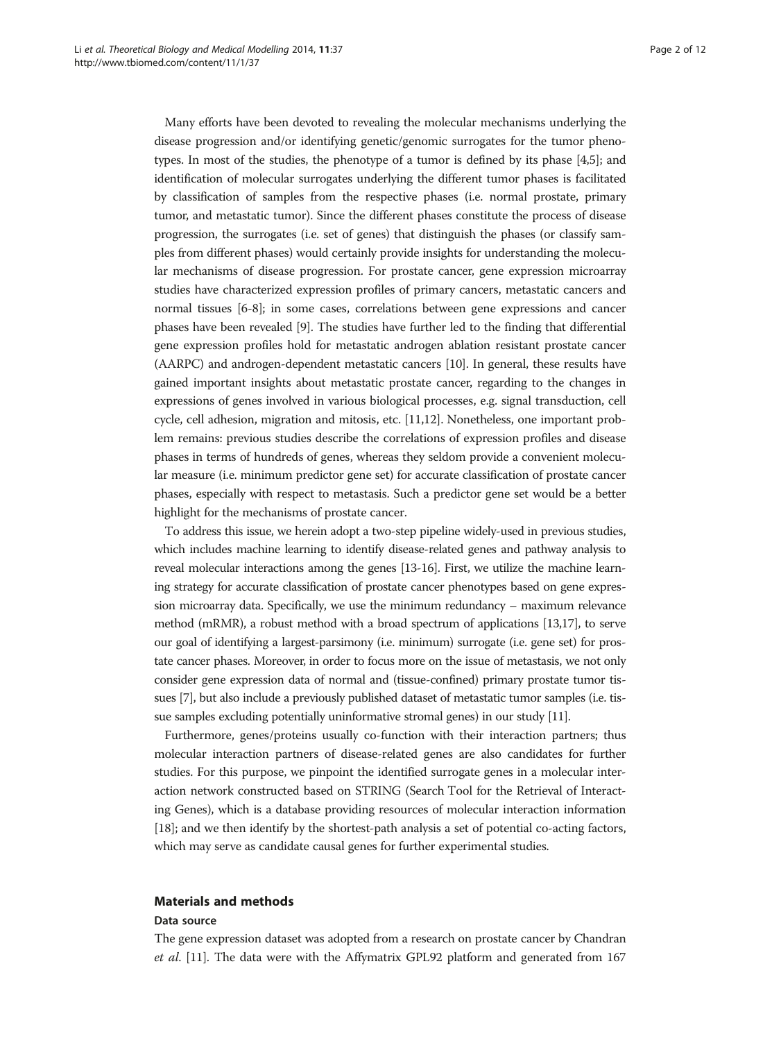Many efforts have been devoted to revealing the molecular mechanisms underlying the disease progression and/or identifying genetic/genomic surrogates for the tumor phenotypes. In most of the studies, the phenotype of a tumor is defined by its phase [4,5]; and identification of molecular surrogates underlying the different tumor phases is facilitated by classification of samples from the respective phases (i.e. normal prostate, primary tumor, and metastatic tumor). Since the different phases constitute the process of disease progression, the surrogates (i.e. set of genes) that distinguish the phases (or classify samples from different phases) would certainly provide insights for understanding the molecular mechanisms of disease progression. For prostate cancer, gene expression microarray studies have characterized expression profiles of primary cancers, metastatic cancers and normal tissues [6-8]; in some cases, correlations between gene expressions and cancer phases have been revealed [9]. The studies have further led to the finding that differential gene expression profiles hold for metastatic androgen ablation resistant prostate cancer (AARPC) and androgen-dependent metastatic cancers [10]. In general, these results have gained important insights about metastatic prostate cancer, regarding to the changes in expressions of genes involved in various biological processes, e.g. signal transduction, cell cycle, cell adhesion, migration and mitosis, etc. [11,12]. Nonetheless, one important problem remains: previous studies describe the correlations of expression profiles and disease phases in terms of hundreds of genes, whereas they seldom provide a convenient molecular measure (i.e. minimum predictor gene set) for accurate classification of prostate cancer phases, especially with respect to metastasis. Such a predictor gene set would be a better highlight for the mechanisms of prostate cancer.

To address this issue, we herein adopt a two-step pipeline widely-used in previous studies, which includes machine learning to identify disease-related genes and pathway analysis to reveal molecular interactions among the genes [13-16]. First, we utilize the machine learning strategy for accurate classification of prostate cancer phenotypes based on gene expression microarray data. Specifically, we use the minimum redundancy – maximum relevance method (mRMR), a robust method with a broad spectrum of applications [13,17], to serve our goal of identifying a largest-parsimony (i.e. minimum) surrogate (i.e. gene set) for prostate cancer phases. Moreover, in order to focus more on the issue of metastasis, we not only consider gene expression data of normal and (tissue-confined) primary prostate tumor tissues [7], but also include a previously published dataset of metastatic tumor samples (i.e. tissue samples excluding potentially uninformative stromal genes) in our study [11].

Furthermore, genes/proteins usually co-function with their interaction partners; thus molecular interaction partners of disease-related genes are also candidates for further studies. For this purpose, we pinpoint the identified surrogate genes in a molecular interaction network constructed based on STRING (Search Tool for the Retrieval of Interacting Genes), which is a database providing resources of molecular interaction information [18]; and we then identify by the shortest-path analysis a set of potential co-acting factors, which may serve as candidate causal genes for further experimental studies.

## Materials and methods

### Data source

The gene expression dataset was adopted from a research on prostate cancer by Chandran *et al.* [11]. The data were with the Affymatrix GPL92 platform and generated from 167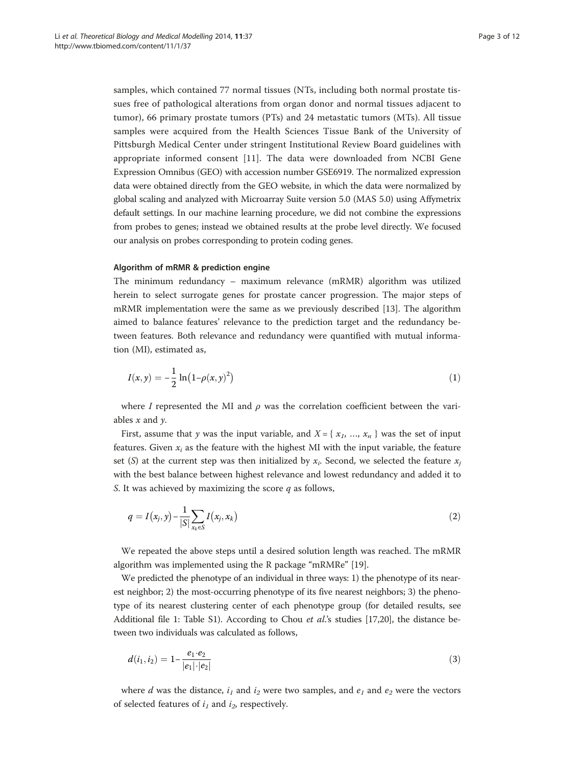samples, which contained 77 normal tissues (NTs, including both normal prostate tissues free of pathological alterations from organ donor and normal tissues adjacent to tumor), 66 primary prostate tumors (PTs) and 24 metastatic tumors (MTs). All tissue samples were acquired from the Health Sciences Tissue Bank of the University of Pittsburgh Medical Center under stringent Institutional Review Board guidelines with appropriate informed consent [11]. The data were downloaded from NCBI Gene Expression Omnibus (GEO) with accession number GSE6919. The normalized expression data were obtained directly from the GEO website, in which the data were normalized by global scaling and analyzed with Microarray Suite version 5.0 (MAS 5.0) using Affymetrix default settings. In our machine learning procedure, we did not combine the expressions from probes to genes; instead we obtained results at the probe level directly. We focused our analysis on probes corresponding to protein coding genes.

#### Algorithm of mRMR & prediction engine

The minimum redundancy – maximum relevance (mRMR) algorithm was utilized herein to select surrogate genes for prostate cancer progression. The major steps of mRMR implementation were the same as we previously described [13]. The algorithm aimed to balance features' relevance to the prediction target and the redundancy between features. Both relevance and redundancy were quantified with mutual information (MI), estimated as,

$$I(x,y) = -\frac{1}{2}\ln\left(1-\rho(x,y)^2\right) \tag{1}$$

where $I$ represented the MI and $\rho$ was the correlation coefficient between the variables $x$ and $y$.

First, assume that $y$ was the input variable, and $X = \{ x_1, \ldots, x_n \}$ was the set of input features. Given $x_i$ as the feature with the highest MI with the input variable, the feature set ($S$) at the current step was then initialized by $x_i$. Second, we selected the feature $x_j$ with the best balance between highest relevance and lowest redundancy and added it to $S$. It was achieved by maximizing the score $q$ as follows,

$$q = I\left(x_j, y\right) - \frac{1}{|S|}\sum_{x_k \in S} I\left(x_j, x_k\right) \tag{2}$$

We repeated the above steps until a desired solution length was reached. The mRMR algorithm was implemented using the R package "mRMRe" [19].

We predicted the phenotype of an individual in three ways: 1) the phenotype of its nearest neighbor; 2) the most-occurring phenotype of its five nearest neighbors; 3) the phenotype of its nearest clustering center of each phenotype group (for detailed results, see Additional file 1: Table S1). According to Chou *et al.*'s studies [17,20], the distance between two individuals was calculated as follows,

$$d(i_1, i_2) = 1 - \frac{e_1 \cdot e_2}{|e_1| \cdot |e_2|} \tag{3}$$

where $d$ was the distance, $i_1$ and $i_2$ were two samples, and $e_1$ and $e_2$ were the vectors of selected features of $i_1$ and $i_2$, respectively.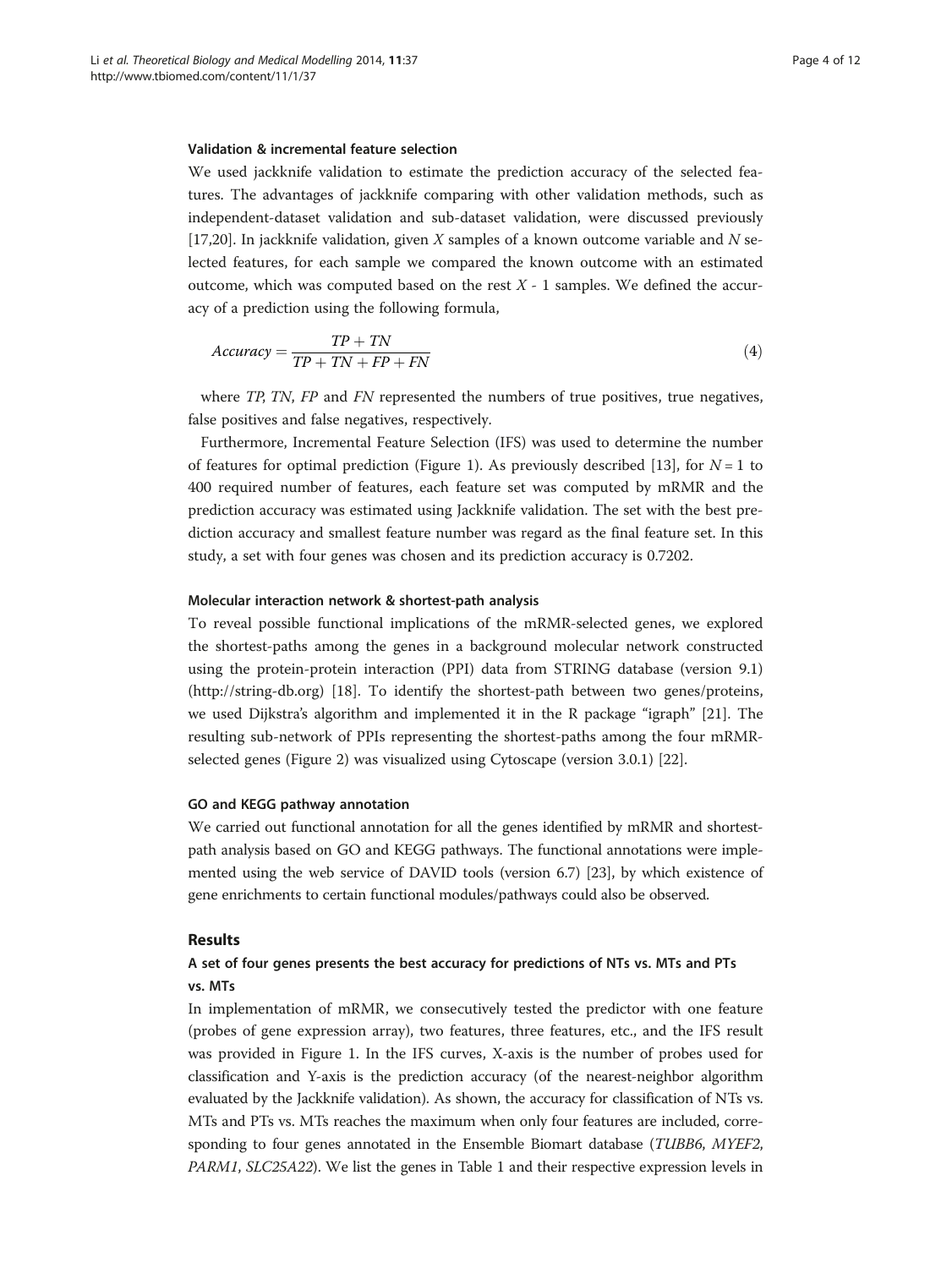### Validation & incremental feature selection

We used jackknife validation to estimate the prediction accuracy of the selected features. The advantages of jackknife comparing with other validation methods, such as independent-dataset validation and sub-dataset validation, were discussed previously [17,20]. In jackknife validation, given $X$ samples of a known outcome variable and $N$ selected features, for each sample we compared the known outcome with an estimated outcome, which was computed based on the rest $X$ - 1 samples. We defined the accuracy of a prediction using the following formula,

$$Accuracy = \frac{TP + TN}{TP + TN + FP + FN} \tag{4}$$

where $TP$, $TN$, $FP$ and $FN$ represented the numbers of true positives, true negatives, false positives and false negatives, respectively.

Furthermore, Incremental Feature Selection (IFS) was used to determine the number of features for optimal prediction (Figure 1). As previously described [13], for $N = 1$ to 400 required number of features, each feature set was computed by mRMR and the prediction accuracy was estimated using Jackknife validation. The set with the best prediction accuracy and smallest feature number was regard as the final feature set. In this study, a set with four genes was chosen and its prediction accuracy is 0.7202.

### Molecular interaction network & shortest-path analysis

To reveal possible functional implications of the mRMR-selected genes, we explored the shortest-paths among the genes in a background molecular network constructed using the protein-protein interaction (PPI) data from STRING database (version 9.1) (http://string-db.org) [18]. To identify the shortest-path between two genes/proteins, we used Dijkstra's algorithm and implemented it in the R package "igraph" [21]. The resulting sub-network of PPIs representing the shortest-paths among the four mRMR-selected genes (Figure 2) was visualized using Cytoscape (version 3.0.1) [22].

### GO and KEGG pathway annotation

We carried out functional annotation for all the genes identified by mRMR and shortest-path analysis based on GO and KEGG pathways. The functional annotations were implemented using the web service of DAVID tools (version 6.7) [23], by which existence of gene enrichments to certain functional modules/pathways could also be observed.

## Results

### A set of four genes presents the best accuracy for predictions of NTs vs. MTs and PTs vs. MTs

In implementation of mRMR, we consecutively tested the predictor with one feature (probes of gene expression array), two features, three features, etc., and the IFS result was provided in Figure 1. In the IFS curves, X-axis is the number of probes used for classification and Y-axis is the prediction accuracy (of the nearest-neighbor algorithm evaluated by the Jackknife validation). As shown, the accuracy for classification of NTs vs. MTs and PTs vs. MTs reaches the maximum when only four features are included, corresponding to four genes annotated in the Ensemble Biomart database (*TUBB6*, *MYEF2*, *PARM1*, *SLC25A22*). We list the genes in Table 1 and their respective expression levels in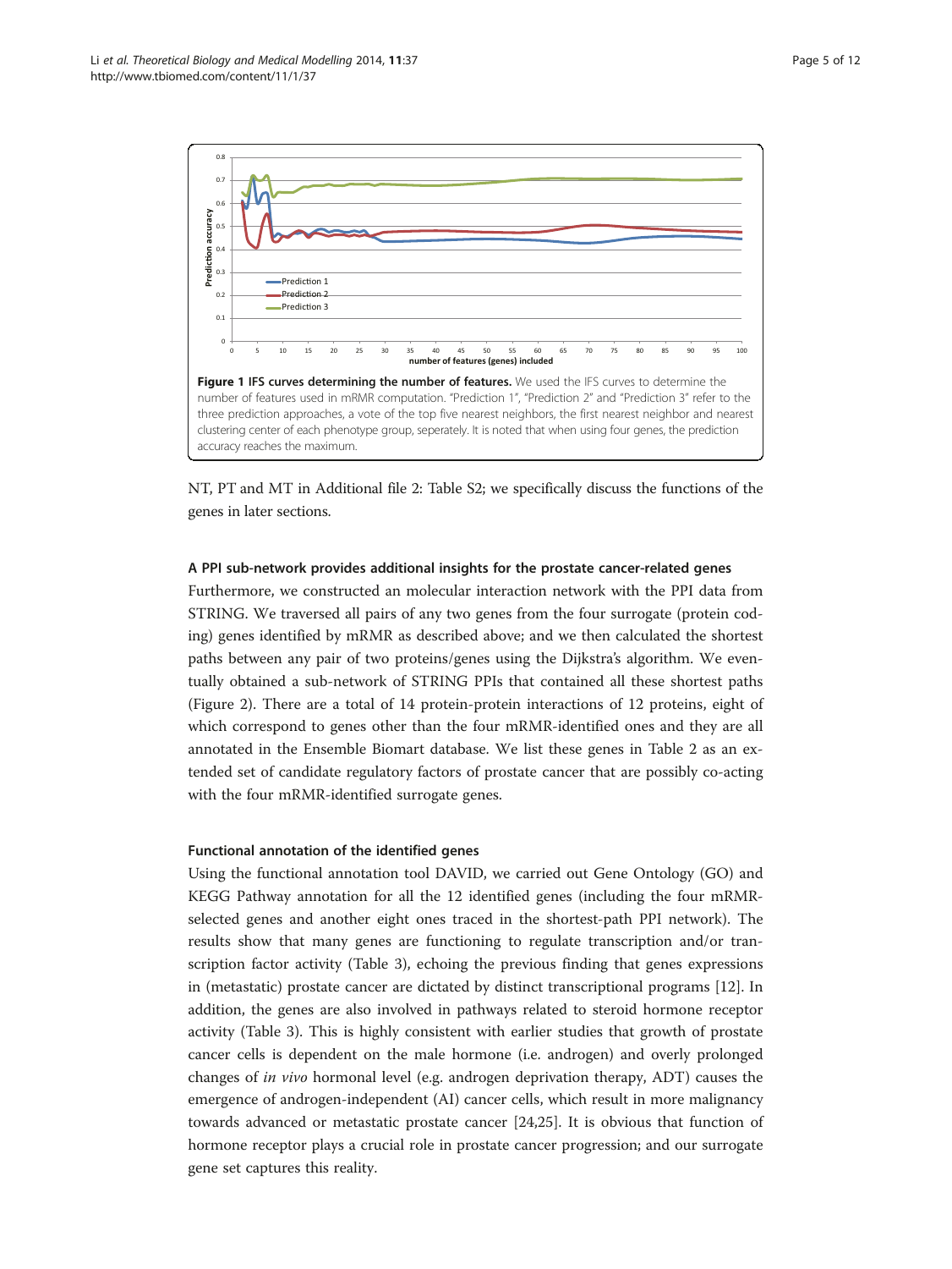**Figure 1 IFS curves determining the number of features.** We used the IFS curves to determine the number of features used in mRMR computation. "Prediction 1", "Prediction 2" and "Prediction 3" refer to the three prediction approaches, a vote of the top five nearest neighbors, the first nearest neighbor and nearest clustering center of each phenotype group, seperately. It is noted that when using four genes, the prediction accuracy reaches the maximum.

NT, PT and MT in Additional file 2: Table S2; we specifically discuss the functions of the genes in later sections.

#### A PPI sub-network provides additional insights for the prostate cancer-related genes

Furthermore, we constructed an molecular interaction network with the PPI data from STRING. We traversed all pairs of any two genes from the four surrogate (protein coding) genes identified by mRMR as described above; and we then calculated the shortest paths between any pair of two proteins/genes using the Dijkstra's algorithm. We eventually obtained a sub-network of STRING PPIs that contained all these shortest paths (Figure 2). There are a total of 14 protein-protein interactions of 12 proteins, eight of which correspond to genes other than the four mRMR-identified ones and they are all annotated in the Ensemble Biomart database. We list these genes in Table 2 as an extended set of candidate regulatory factors of prostate cancer that are possibly co-acting with the four mRMR-identified surrogate genes.

#### Functional annotation of the identified genes

Using the functional annotation tool DAVID, we carried out Gene Ontology (GO) and KEGG Pathway annotation for all the 12 identified genes (including the four mRMR-selected genes and another eight ones traced in the shortest-path PPI network). The results show that many genes are functioning to regulate transcription and/or transcription factor activity (Table 3), echoing the previous finding that genes expressions in (metastatic) prostate cancer are dictated by distinct transcriptional programs [12]. In addition, the genes are also involved in pathways related to steroid hormone receptor activity (Table 3). This is highly consistent with earlier studies that growth of prostate cancer cells is dependent on the male hormone (i.e. androgen) and overly prolonged changes of *in vivo* hormonal level (e.g. androgen deprivation therapy, ADT) causes the emergence of androgen-independent (AI) cancer cells, which result in more malignancy towards advanced or metastatic prostate cancer [24,25]. It is obvious that function of hormone receptor plays a crucial role in prostate cancer progression; and our surrogate gene set captures this reality.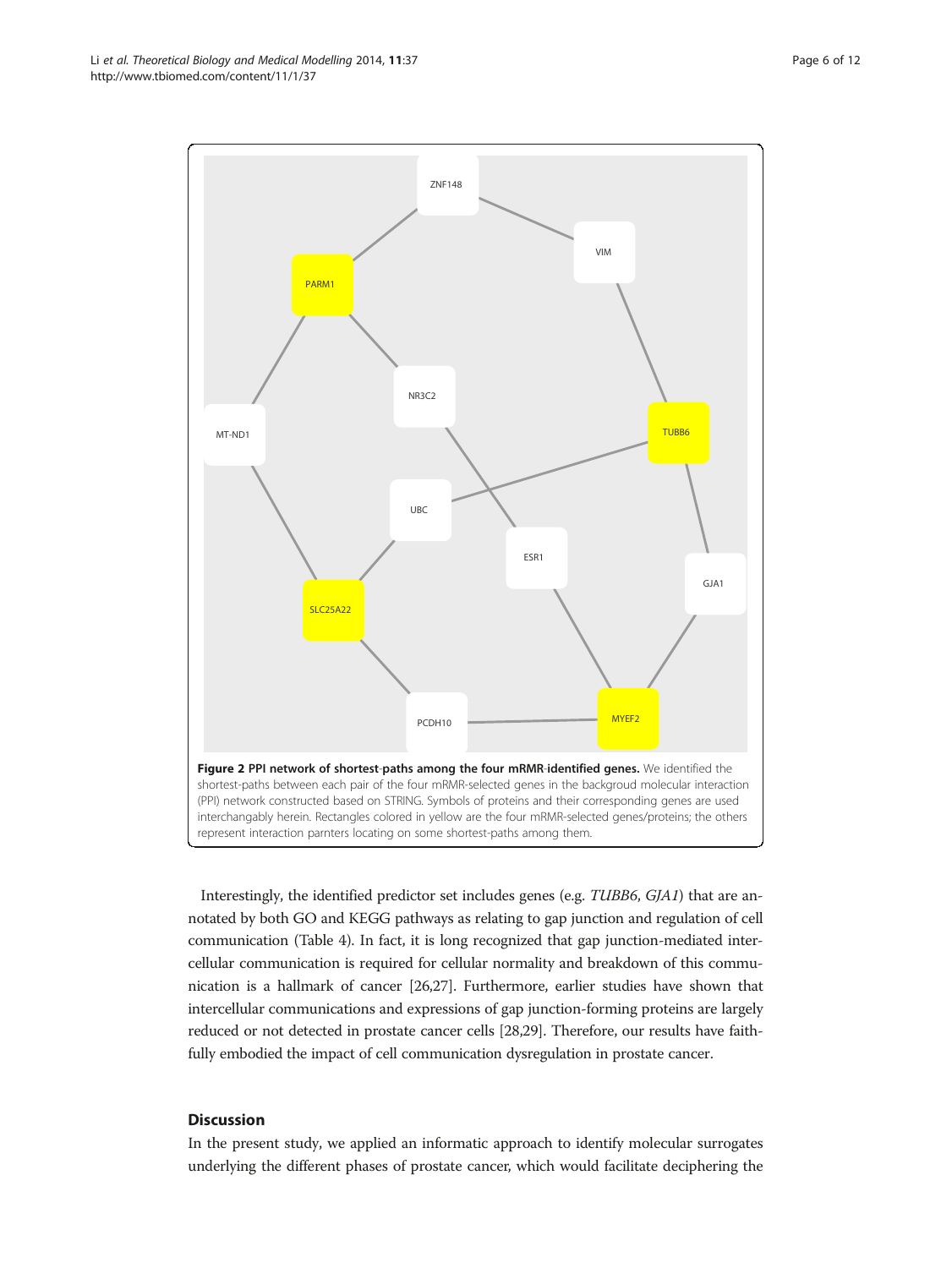**Figure 2 PPI network of shortest-paths among the four mRMR-identified genes.** We identified the shortest-paths between each pair of the four mRMR-selected genes in the backgroud molecular interaction (PPI) network constructed based on STRING. Symbols of proteins and their corresponding genes are used interchangably herein. Rectangles colored in yellow are the four mRMR-selected genes/proteins; the others represent interaction parnters locating on some shortest-paths among them.

Interestingly, the identified predictor set includes genes (e.g. *TUBB6*, *GJA1*) that are annotated by both GO and KEGG pathways as relating to gap junction and regulation of cell communication (Table 4). In fact, it is long recognized that gap junction-mediated intercellular communication is required for cellular normality and breakdown of this communication is a hallmark of cancer [26,27]. Furthermore, earlier studies have shown that intercellular communications and expressions of gap junction-forming proteins are largely reduced or not detected in prostate cancer cells [28,29]. Therefore, our results have faithfully embodied the impact of cell communication dysregulation in prostate cancer.

## Discussion

In the present study, we applied an informatic approach to identify molecular surrogates underlying the different phases of prostate cancer, which would facilitate deciphering the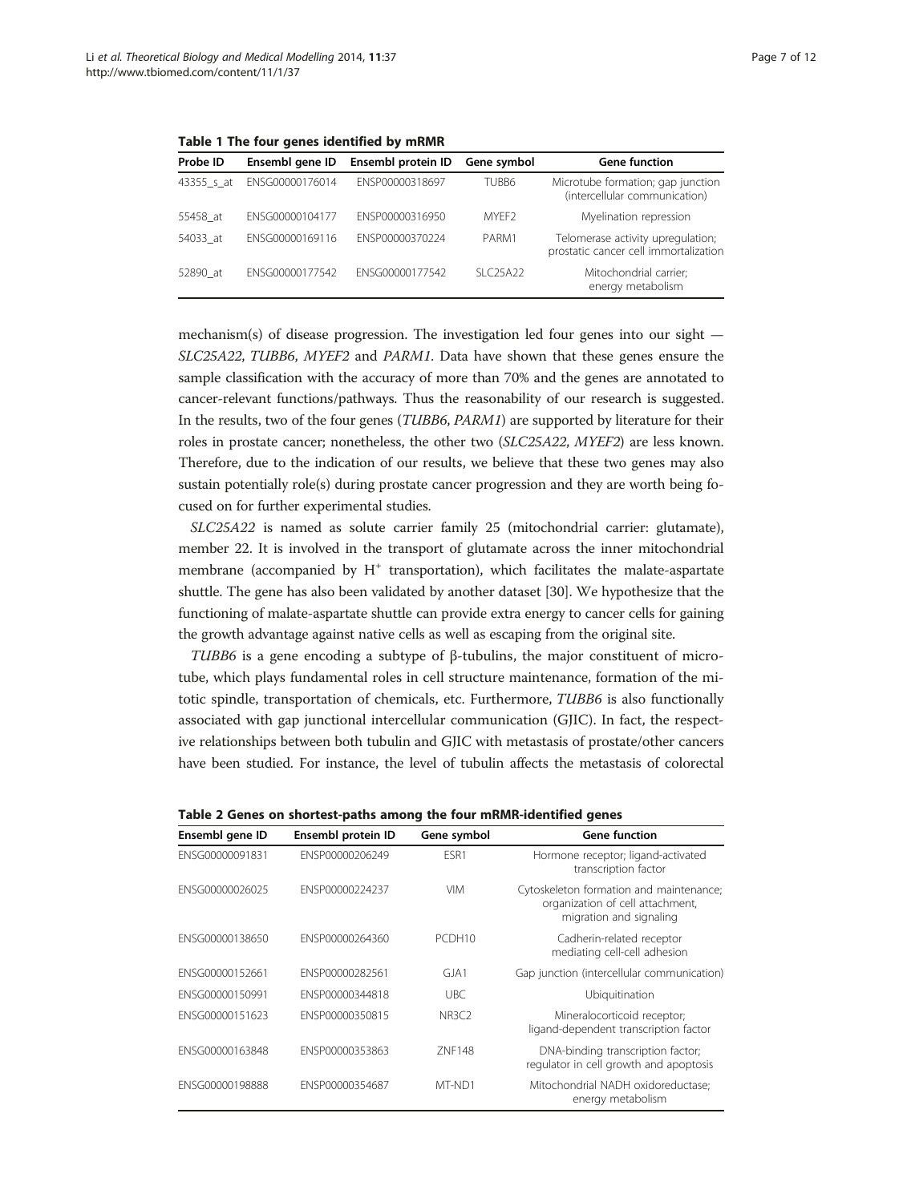**Table 1 The four genes identified by mRMR**

| Probe ID | Ensembl gene ID | Ensembl protein ID | Gene symbol | Gene function |
| --- | --- | --- | --- | --- |
| 43355_s_at | ENSG00000176014 | ENSP00000318697 | TUBB6 | Microtube formation; gap junction (intercellular communication) |
| 55458_at | ENSG00000104177 | ENSP00000316950 | MYEF2 | Myelination repression |
| 54033_at | ENSG00000169116 | ENSP00000370224 | PARM1 | Telomerase activity upregulation; prostatic cancer cell immortalization |
| 52890_at | ENSG00000177542 | ENSG00000177542 | SLC25A22 | Mitochondrial carrier; energy metabolism |

mechanism(s) of disease progression. The investigation led four genes into our sight — *SLC25A22*, *TUBB6*, *MYEF2* and *PARM1*. Data have shown that these genes ensure the sample classification with the accuracy of more than 70% and the genes are annotated to cancer-relevant functions/pathways. Thus the reasonability of our research is suggested. In the results, two of the four genes (*TUBB6*, *PARM1*) are supported by literature for their roles in prostate cancer; nonetheless, the other two (*SLC25A22*, *MYEF2*) are less known. Therefore, due to the indication of our results, we believe that these two genes may also sustain potentially role(s) during prostate cancer progression and they are worth being focused on for further experimental studies.

*SLC25A22* is named as solute carrier family 25 (mitochondrial carrier: glutamate), member 22. It is involved in the transport of glutamate across the inner mitochondrial membrane (accompanied by $H^+$ transportation), which facilitates the malate-aspartate shuttle. The gene has also been validated by another dataset [30]. We hypothesize that the functioning of malate-aspartate shuttle can provide extra energy to cancer cells for gaining the growth advantage against native cells as well as escaping from the original site.

*TUBB6* is a gene encoding a subtype of β-tubulins, the major constituent of microtube, which plays fundamental roles in cell structure maintenance, formation of the mitotic spindle, transportation of chemicals, etc. Furthermore, *TUBB6* is also functionally associated with gap junctional intercellular communication (GJIC). In fact, the respective relationships between both tubulin and GJIC with metastasis of prostate/other cancers have been studied. For instance, the level of tubulin affects the metastasis of colorectal

**Table 2 Genes on shortest-paths among the four mRMR-identified genes**

| Ensembl gene ID | Ensembl protein ID | Gene symbol | Gene function |
| --- | --- | --- | --- |
| ENSG00000091831 | ENSP00000206249 | ESR1 | Hormone receptor; ligand-activated transcription factor |
| ENSG00000026025 | ENSP00000224237 | VIM | Cytoskeleton formation and maintenance; organization of cell attachment, migration and signaling |
| ENSG00000138650 | ENSP00000264360 | PCDH10 | Cadherin-related receptor mediating cell-cell adhesion |
| ENSG00000152661 | ENSP00000282561 | GJA1 | Gap junction (intercellular communication) |
| ENSG00000150991 | ENSP00000344818 | UBC | Ubiquitination |
| ENSG00000151623 | ENSP00000350815 | NR3C2 | Mineralocorticoid receptor; ligand-dependent transcription factor |
| ENSG00000163848 | ENSP00000353863 | ZNF148 | DNA-binding transcription factor; regulator in cell growth and apoptosis |
| ENSG00000198888 | ENSP00000354687 | MT-ND1 | Mitochondrial NADH oxidoreductase; energy metabolism |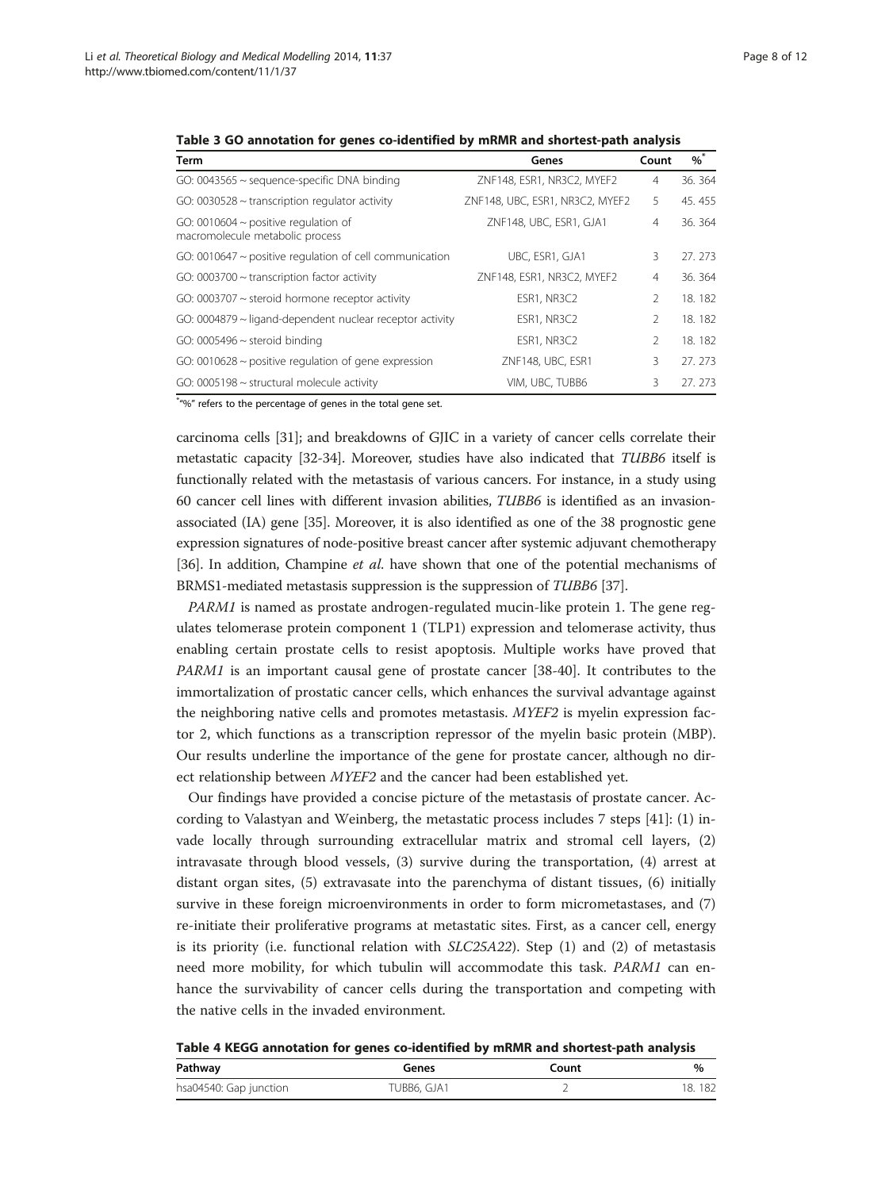**Table 3 GO annotation for genes co-identified by mRMR and shortest-path analysis**

| Term | Genes | Count | %* |
|---|---|---|---|
| GO: 0043565 ~ sequence-specific DNA binding | ZNF148, ESR1, NR3C2, MYEF2 | 4 | 36. 364 |
| GO: 0030528 ~ transcription regulator activity | ZNF148, UBC, ESR1, NR3C2, MYEF2 | 5 | 45. 455 |
| GO: 0010604 ~ positive regulation of macromolecule metabolic process | ZNF148, UBC, ESR1, GJA1 | 4 | 36. 364 |
| GO: 0010647 ~ positive regulation of cell communication | UBC, ESR1, GJA1 | 3 | 27. 273 |
| GO: 0003700 ~ transcription factor activity | ZNF148, ESR1, NR3C2, MYEF2 | 4 | 36. 364 |
| GO: 0003707 ~ steroid hormone receptor activity | ESR1, NR3C2 | 2 | 18. 182 |
| GO: 0004879 ~ ligand-dependent nuclear receptor activity | ESR1, NR3C2 | 2 | 18. 182 |
| GO: 0005496 ~ steroid binding | ESR1, NR3C2 | 2 | 18. 182 |
| GO: 0010628 ~ positive regulation of gene expression | ZNF148, UBC, ESR1 | 3 | 27. 273 |
| GO: 0005198 ~ structural molecule activity | VIM, UBC, TUBB6 | 3 | 27. 273 |

*"%" refers to the percentage of genes in the total gene set.

carcinoma cells [31]; and breakdowns of GJIC in a variety of cancer cells correlate their metastatic capacity [32-34]. Moreover, studies have also indicated that *TUBB6* itself is functionally related with the metastasis of various cancers. For instance, in a study using 60 cancer cell lines with different invasion abilities, *TUBB6* is identified as an invasion-associated (IA) gene [35]. Moreover, it is also identified as one of the 38 prognostic gene expression signatures of node-positive breast cancer after systemic adjuvant chemotherapy [36]. In addition, Champine *et al*. have shown that one of the potential mechanisms of BRMS1-mediated metastasis suppression is the suppression of *TUBB6* [37].

*PARM1* is named as prostate androgen-regulated mucin-like protein 1. The gene regulates telomerase protein component 1 (TLP1) expression and telomerase activity, thus enabling certain prostate cells to resist apoptosis. Multiple works have proved that *PARM1* is an important causal gene of prostate cancer [38-40]. It contributes to the immortalization of prostatic cancer cells, which enhances the survival advantage against the neighboring native cells and promotes metastasis. *MYEF2* is myelin expression factor 2, which functions as a transcription repressor of the myelin basic protein (MBP). Our results underline the importance of the gene for prostate cancer, although no direct relationship between *MYEF2* and the cancer had been established yet.

Our findings have provided a concise picture of the metastasis of prostate cancer. According to Valastyan and Weinberg, the metastatic process includes 7 steps [41]: (1) invade locally through surrounding extracellular matrix and stromal cell layers, (2) intravasate through blood vessels, (3) survive during the transportation, (4) arrest at distant organ sites, (5) extravasate into the parenchyma of distant tissues, (6) initially survive in these foreign microenvironments in order to form micrometastases, and (7) re-initiate their proliferative programs at metastatic sites. First, as a cancer cell, energy is its priority (i.e. functional relation with *SLC25A22*). Step (1) and (2) of metastasis need more mobility, for which tubulin will accommodate this task. *PARM1* can enhance the survivability of cancer cells during the transportation and competing with the native cells in the invaded environment.

**Table 4 KEGG annotation for genes co-identified by mRMR and shortest-path analysis**

| Pathway | Genes | Count | % |
|---|---|---|---|
| hsa04540: Gap junction | TUBB6, GJA1 | 2 | 18. 182 |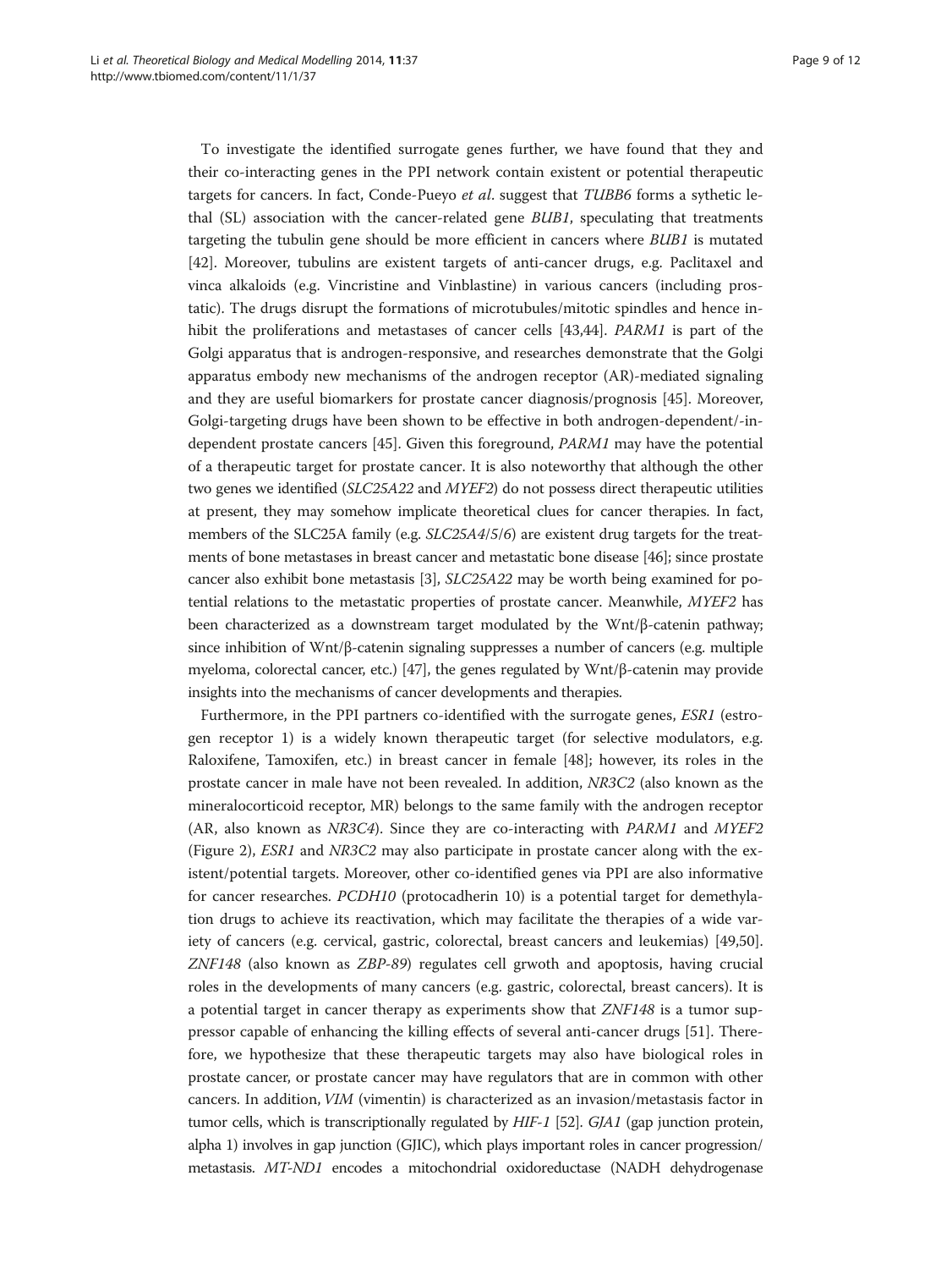To investigate the identified surrogate genes further, we have found that they and their co-interacting genes in the PPI network contain existent or potential therapeutic targets for cancers. In fact, Conde-Pueyo *et al*. suggest that *TUBB6* forms a sythetic lethal (SL) association with the cancer-related gene *BUB1*, speculating that treatments targeting the tubulin gene should be more efficient in cancers where *BUB1* is mutated [42]. Moreover, tubulins are existent targets of anti-cancer drugs, e.g. Paclitaxel and vinca alkaloids (e.g. Vincristine and Vinblastine) in various cancers (including prostatic). The drugs disrupt the formations of microtubules/mitotic spindles and hence inhibit the proliferations and metastases of cancer cells [43,44]. *PARM1* is part of the Golgi apparatus that is androgen-responsive, and researches demonstrate that the Golgi apparatus embody new mechanisms of the androgen receptor (AR)-mediated signaling and they are useful biomarkers for prostate cancer diagnosis/prognosis [45]. Moreover, Golgi-targeting drugs have been shown to be effective in both androgen-dependent/-independent prostate cancers [45]. Given this foreground, *PARM1* may have the potential of a therapeutic target for prostate cancer. It is also noteworthy that although the other two genes we identified (*SLC25A22* and *MYEF2*) do not possess direct therapeutic utilities at present, they may somehow implicate theoretical clues for cancer therapies. In fact, members of the SLC25A family (e.g. *SLC25A4/5/6*) are existent drug targets for the treatments of bone metastases in breast cancer and metastatic bone disease [46]; since prostate cancer also exhibit bone metastasis [3], *SLC25A22* may be worth being examined for potential relations to the metastatic properties of prostate cancer. Meanwhile, *MYEF2* has been characterized as a downstream target modulated by the Wnt/β-catenin pathway; since inhibition of Wnt/β-catenin signaling suppresses a number of cancers (e.g. multiple myeloma, colorectal cancer, etc.) [47], the genes regulated by Wnt/β-catenin may provide insights into the mechanisms of cancer developments and therapies.

Furthermore, in the PPI partners co-identified with the surrogate genes, *ESR1* (estrogen receptor 1) is a widely known therapeutic target (for selective modulators, e.g. Raloxifene, Tamoxifen, etc.) in breast cancer in female [48]; however, its roles in the prostate cancer in male have not been revealed. In addition, *NR3C2* (also known as the mineralocorticoid receptor, MR) belongs to the same family with the androgen receptor (AR, also known as *NR3C4*). Since they are co-interacting with *PARM1* and *MYEF2* (Figure 2), *ESR1* and *NR3C2* may also participate in prostate cancer along with the existent/potential targets. Moreover, other co-identified genes via PPI are also informative for cancer researches. *PCDH10* (protocadherin 10) is a potential target for demethylation drugs to achieve its reactivation, which may facilitate the therapies of a wide variety of cancers (e.g. cervical, gastric, colorectal, breast cancers and leukemias) [49,50]. *ZNF148* (also known as *ZBP-89*) regulates cell grwoth and apoptosis, having crucial roles in the developments of many cancers (e.g. gastric, colorectal, breast cancers). It is a potential target in cancer therapy as experiments show that *ZNF148* is a tumor suppressor capable of enhancing the killing effects of several anti-cancer drugs [51]. Therefore, we hypothesize that these therapeutic targets may also have biological roles in prostate cancer, or prostate cancer may have regulators that are in common with other cancers. In addition, *VIM* (vimentin) is characterized as an invasion/metastasis factor in tumor cells, which is transcriptionally regulated by *HIF-1* [52]. *GJA1* (gap junction protein, alpha 1) involves in gap junction (GJIC), which plays important roles in cancer progression/metastasis. *MT-ND1* encodes a mitochondrial oxidoreductase (NADH dehydrogenase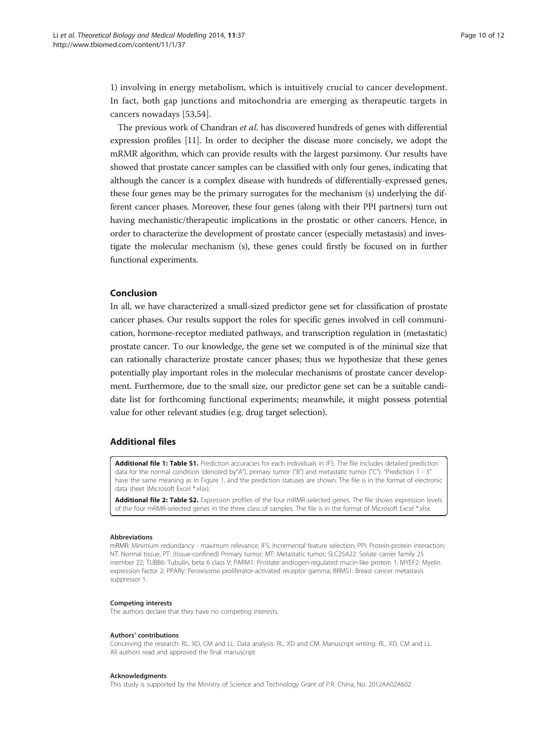1) involving in energy metabolism, which is intuitively crucial to cancer development. In fact, both gap junctions and mitochondria are emerging as therapeutic targets in cancers nowadays [53,54].

The previous work of Chandran *et al*. has discovered hundreds of genes with differential expression profiles [11]. In order to decipher the disease more concisely, we adopt the mRMR algorithm, which can provide results with the largest parsimony. Our results have showed that prostate cancer samples can be classified with only four genes, indicating that although the cancer is a complex disease with hundreds of differentially-expressed genes, these four genes may be the primary surrogates for the mechanism (s) underlying the different cancer phases. Moreover, these four genes (along with their PPI partners) turn out having mechanistic/therapeutic implications in the prostatic or other cancers. Hence, in order to characterize the development of prostate cancer (especially metastasis) and investigate the molecular mechanism (s), these genes could firstly be focused on in further functional experiments.

## Conclusion

In all, we have characterized a small-sized predictor gene set for classification of prostate cancer phases. Our results support the roles for specific genes involved in cell communication, hormone-receptor mediated pathways, and transcription regulation in (metastatic) prostate cancer. To our knowledge, the gene set we computed is of the minimal size that can rationally characterize prostate cancer phases; thus we hypothesize that these genes potentially play important roles in the molecular mechanisms of prostate cancer development. Furthermore, due to the small size, our predictor gene set can be a suitable candidate list for forthcoming functional experiments; meanwhile, it might possess potential value for other relevant studies (e.g. drug target selection).

## Additional files

**Additional file 1: Table S1.** Prediction accuracies for each individuals in IFS. The file includes detailed prediction data for the normal condition (denoted by"A"), primary tumor ("B") and metastatic tumor ("C"). "Prediction 1 - 3" have the same meaning as in Figure 1, and the prediction statuses are shown. The file is in the format of electronic data sheet (Microsoft Excel *.xlsx).

**Additional file 2: Table S2.** Expression profiles of the four mRMR-selected genes. The file shows expression levels of the four mRMR-selected genes in the three class of samples. The file is in the format of Microsoft Excel *.xlsx.

#### Abbreviations

mRMR: Minimum redundancy - maximum relevance; IFS: Incremental feature selection; PPI: Protein-protein interaction; NT: Normal tissue; PT: (tissue-confined) Primary tumor; MT: Metastatic tumor; SLC25A22: Solute carrier family 25 member 22; TUBB6: Tubulin, beta 6 class V; PARM1: Prostate androgen-regulated mucin-like protein 1; MYEF2: Myelin expression factor 2; PPARγ: Peroxisome proliferator-activated receptor gamma; BRMS1: Breast cancer metastasis suppressor 1.

#### Competing interests

The authors declare that they have no competing interests.

#### Authors' contributions

Conceiving the research: RL, XD, CM and LL. Data analysis: RL, XD and CM. Manuscript writing: RL, XD, CM and LL. All authors read and approved the final manuscript.

#### Acknowledgments

This study is supported by the Ministry of Science and Technology Grant of P.R. China, No. 2012AA02A602.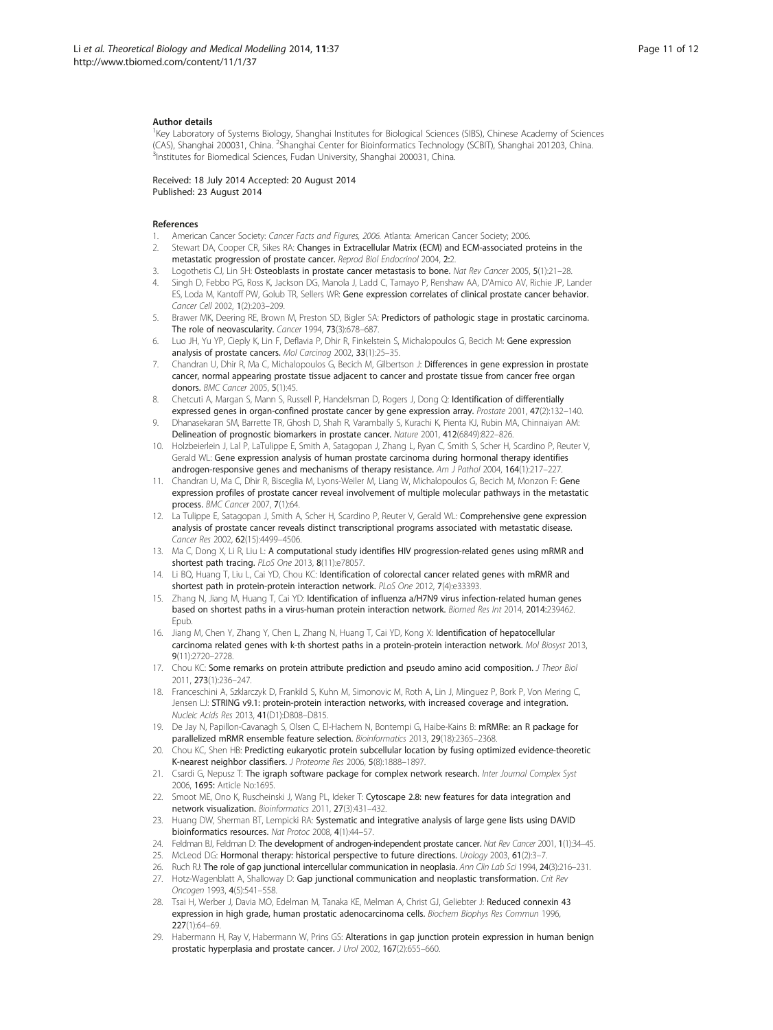#### Author details

[1]Key Laboratory of Systems Biology, Shanghai Institutes for Biological Sciences (SIBS), Chinese Academy of Sciences (CAS), Shanghai 200031, China. [2]Shanghai Center for Bioinformatics Technology (SCBIT), Shanghai 201203, China. [3]Institutes for Biomedical Sciences, Fudan University, Shanghai 200031, China.

Received: 18 July 2014 Accepted: 20 August 2014
Published: 23 August 2014

#### References

1. American Cancer Society: *Cancer Facts and Figures, 2006.* Atlanta: American Cancer Society; 2006.
2. Stewart DA, Cooper CR, Sikes RA: **Changes in Extracellular Matrix (ECM) and ECM-associated proteins in the metastatic progression of prostate cancer.** *Reprod Biol Endocrinol* 2004, **2**:2.
3. Logothetis CJ, Lin SH: **Osteoblasts in prostate cancer metastasis to bone.** *Nat Rev Cancer* 2005, **5**(1):21–28.
4. Singh D, Febbo PG, Ross K, Jackson DG, Manola J, Ladd C, Tamayo P, Renshaw AA, D'Amico AV, Richie JP, Lander ES, Loda M, Kantoff PW, Golub TR, Sellers WR: **Gene expression correlates of clinical prostate cancer behavior.** *Cancer Cell* 2002, **1**(2):203–209.
5. Brawer MK, Deering RE, Brown M, Preston SD, Bigler SA: **Predictors of pathologic stage in prostatic carcinoma. The role of neovascularity.** *Cancer* 1994, **73**(3):678–687.
6. Luo JH, Yu YP, Cieply K, Lin F, Deflavia P, Dhir R, Finkelstein S, Michalopoulos G, Becich M: **Gene expression analysis of prostate cancers.** *Mol Carcinog* 2002, **33**(1):25–35.
7. Chandran U, Dhir R, Ma C, Michalopoulos G, Becich M, Gilbertson J: **Differences in gene expression in prostate cancer, normal appearing prostate tissue adjacent to cancer and prostate tissue from cancer free organ donors.** *BMC Cancer* 2005, **5**(1):45.
8. Chetcuti A, Margan S, Mann S, Russell P, Handelsman D, Rogers J, Dong Q: **Identification of differentially expressed genes in organ-confined prostate cancer by gene expression array.** *Prostate* 2001, **47**(2):132–140.
9. Dhanasekaran SM, Barrette TR, Ghosh D, Shah R, Varambally S, Kurachi K, Pienta KJ, Rubin MA, Chinnaiyan AM: **Delineation of prognostic biomarkers in prostate cancer.** *Nature* 2001, **412**(6849):822–826.
10. Holzbeierlein J, Lal P, LaTulippe E, Smith A, Satagopan J, Zhang L, Ryan C, Smith S, Scher H, Scardino P, Reuter V, Gerald WL: **Gene expression analysis of human prostate carcinoma during hormonal therapy identifies androgen-responsive genes and mechanisms of therapy resistance.** *Am J Pathol* 2004, **164**(1):217–227.
11. Chandran U, Ma C, Dhir R, Bisceglia M, Lyons-Weiler M, Liang W, Michalopoulos G, Becich M, Monzon F: **Gene expression profiles of prostate cancer reveal involvement of multiple molecular pathways in the metastatic process.** *BMC Cancer* 2007, **7**(1):64.
12. La Tulippe E, Satagopan J, Smith A, Scher H, Scardino P, Reuter V, Gerald WL: **Comprehensive gene expression analysis of prostate cancer reveals distinct transcriptional programs associated with metastatic disease.** *Cancer Res* 2002, **62**(15):4499–4506.
13. Ma C, Dong X, Li R, Liu L: **A computational study identifies HIV progression-related genes using mRMR and shortest path tracing.** *PLoS One* 2013, **8**(11):e78057.
14. Li BQ, Huang T, Liu L, Cai YD, Chou KC: **Identification of colorectal cancer related genes with mRMR and shortest path in protein-protein interaction network.** *PLoS One* 2012, **7**(4):e33393.
15. Zhang N, Jiang M, Huang T, Cai YD: **Identification of influenza a/H7N9 virus infection-related human genes based on shortest paths in a virus-human protein interaction network.** *Biomed Res Int* 2014, **2014**:239462. Epub.
16. Jiang M, Chen Y, Zhang Y, Chen L, Zhang N, Huang T, Cai YD, Kong X: **Identification of hepatocellular carcinoma related genes with k-th shortest paths in a protein-protein interaction network.** *Mol Biosyst* 2013, **9**(11):2720–2728.
17. Chou KC: **Some remarks on protein attribute prediction and pseudo amino acid composition.** *J Theor Biol* 2011, **273**(1):236–247.
18. Franceschini A, Szklarczyk D, Frankild S, Kuhn M, Simonovic M, Roth A, Lin J, Minguez P, Bork P, Von Mering C, Jensen LJ: **STRING v9.1: protein-protein interaction networks, with increased coverage and integration.** *Nucleic Acids Res* 2013, **41**(D1):D808–D815.
19. De Jay N, Papillon-Cavanagh S, Olsen C, El-Hachem N, Bontempi G, Haibe-Kains B: **mRMRe: an R package for parallelized mRMR ensemble feature selection.** *Bioinformatics* 2013, **29**(18):2365–2368.
20. Chou KC, Shen HB: **Predicting eukaryotic protein subcellular location by fusing optimized evidence-theoretic K-nearest neighbor classifiers.** *J Proteome Res* 2006, **5**(8):1888–1897.
21. Csardi G, Nepusz T: **The igraph software package for complex network research.** *Inter Journal Complex Syst* 2006, **1695**: Article No:1695.
22. Smoot ME, Ono K, Ruscheinski J, Wang PL, Ideker T: **Cytoscape 2.8: new features for data integration and network visualization.** *Bioinformatics* 2011, **27**(3):431–432.
23. Huang DW, Sherman BT, Lempicki RA: **Systematic and integrative analysis of large gene lists using DAVID bioinformatics resources.** *Nat Protoc* 2008, **4**(1):44–57.
24. Feldman BJ, Feldman D: **The development of androgen-independent prostate cancer.** *Nat Rev Cancer* 2001, **1**(1):34–45.
25. McLeod DG: **Hormonal therapy: historical perspective to future directions.** *Urology* 2003, **61**(2):3–7.
26. Ruch RJ: **The role of gap junctional intercellular communication in neoplasia.** *Ann Clin Lab Sci* 1994, **24**(3):216–231.
27. Hotz-Wagenblatt A, Shalloway D: **Gap junctional communication and neoplastic transformation.** *Crit Rev Oncogen* 1993, **4**(5):541–558.
28. Tsai H, Werber J, Davia MO, Edelman M, Tanaka KE, Melman A, Christ GJ, Geliebter J: **Reduced connexin 43 expression in high grade, human prostatic adenocarcinoma cells.** *Biochem Biophys Res Commun* 1996, **227**(1):64–69.
29. Habermann H, Ray V, Habermann W, Prins GS: **Alterations in gap junction protein expression in human benign prostatic hyperplasia and prostate cancer.** *J Urol* 2002, **167**(2):655–660.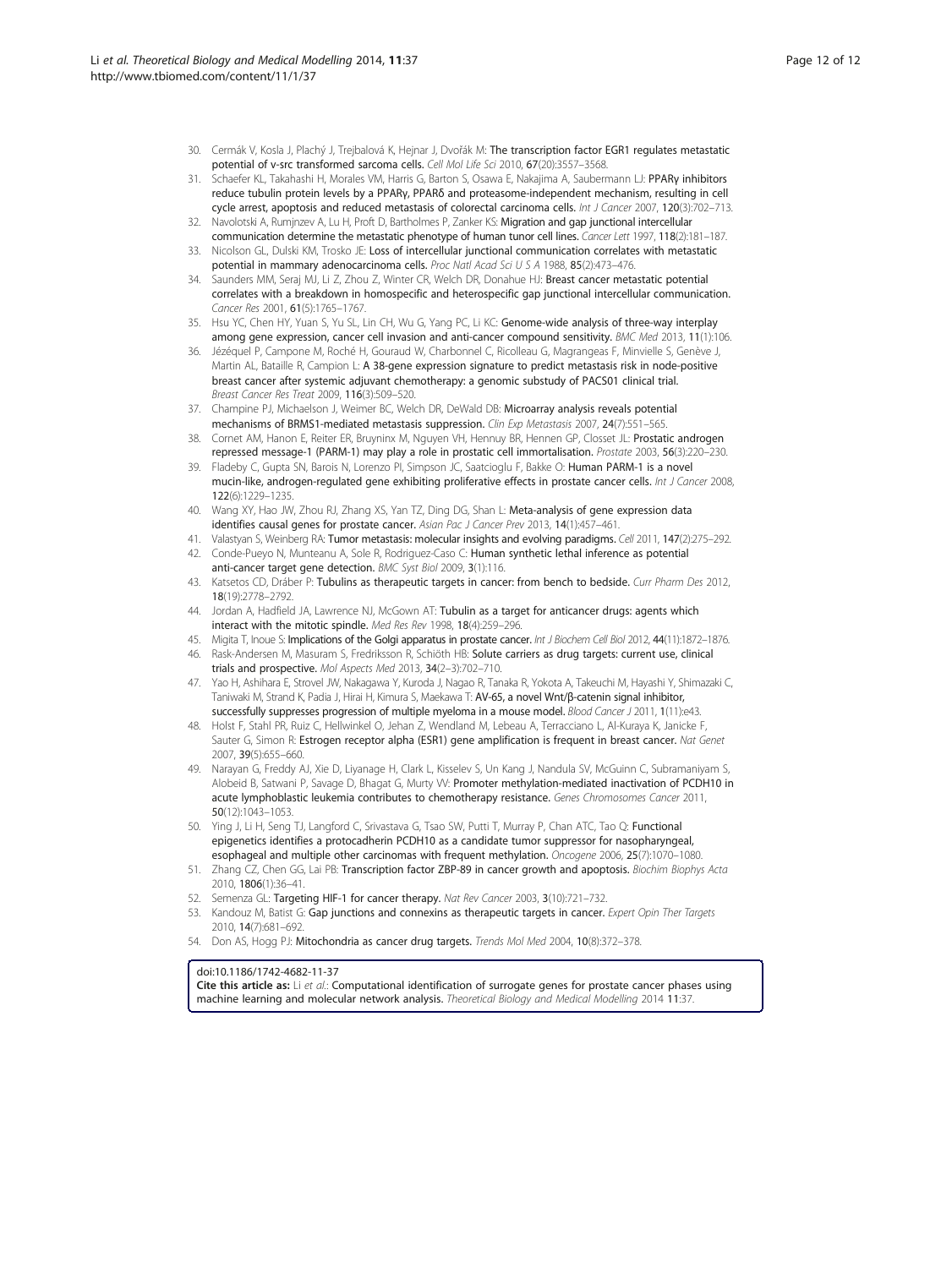30. Cermák V, Kosla J, Plachý J, Trejbalová K, Hejnar J, Dvořák M: **The transcription factor EGR1 regulates metastatic potential of v-src transformed sarcoma cells.** *Cell Mol Life Sci* 2010, **67**(20):3557–3568.
31. Schaefer KL, Takahashi H, Morales VM, Harris G, Barton S, Osawa E, Nakajima A, Saubermann LJ: **PPARγ inhibitors reduce tubulin protein levels by a PPARγ, PPARδ and proteasome-independent mechanism, resulting in cell cycle arrest, apoptosis and reduced metastasis of colorectal carcinoma cells.** *Int J Cancer* 2007, **120**(3):702–713.
32. Navolotski A, Rumjnzev A, Lu H, Proft D, Bartholmes P, Zanker KS: **Migration and gap junctional intercellular communication determine the metastatic phenotype of human tunor cell lines.** *Cancer Lett* 1997, **118**(2):181–187.
33. Nicolson GL, Dulski KM, Trosko JE: **Loss of intercellular junctional communication correlates with metastatic potential in mammary adenocarcinoma cells.** *Proc Natl Acad Sci U S A* 1988, **85**(2):473–476.
34. Saunders MM, Seraj MJ, Li Z, Zhou Z, Winter CR, Welch DR, Donahue HJ: **Breast cancer metastatic potential correlates with a breakdown in homospecific and heterospecific gap junctional intercellular communication.** *Cancer Res* 2001, **61**(5):1765–1767.
35. Hsu YC, Chen HY, Yuan S, Yu SL, Lin CH, Wu G, Yang PC, Li KC: **Genome-wide analysis of three-way interplay among gene expression, cancer cell invasion and anti-cancer compound sensitivity.** *BMC Med* 2013, **11**(1):106.
36. Jézéquel P, Campone M, Roché H, Gouraud W, Charbonnel C, Ricolleau G, Magrangeas F, Minvielle S, Genève J, Martin AL, Bataille R, Campion L: **A 38-gene expression signature to predict metastasis risk in node-positive breast cancer after systemic adjuvant chemotherapy: a genomic substudy of PACS01 clinical trial.** *Breast Cancer Res Treat* 2009, **116**(3):509–520.
37. Champine PJ, Michaelson J, Weimer BC, Welch DR, DeWald DB: **Microarray analysis reveals potential mechanisms of BRMS1-mediated metastasis suppression.** *Clin Exp Metastasis* 2007, **24**(7):551–565.
38. Cornet AM, Hanon E, Reiter ER, Bruyninx M, Nguyen VH, Hennuy BR, Hennen GP, Closset JL: **Prostatic androgen repressed message-1 (PARM-1) may play a role in prostatic cell immortalisation.** *Prostate* 2003, **56**(3):220–230.
39. Fladeby C, Gupta SN, Barois N, Lorenzo PI, Simpson JC, Saatcioglu F, Bakke O: **Human PARM-1 is a novel mucin-like, androgen-regulated gene exhibiting proliferative effects in prostate cancer cells.** *Int J Cancer* 2008, **122**(6):1229–1235.
40. Wang XY, Hao JW, Zhou RJ, Zhang XS, Yan TZ, Ding DG, Shan L: **Meta-analysis of gene expression data identifies causal genes for prostate cancer.** *Asian Pac J Cancer Prev* 2013, **14**(1):457–461.
41. Valastyan S, Weinberg RA: **Tumor metastasis: molecular insights and evolving paradigms.** *Cell* 2011, **147**(2):275–292.
42. Conde-Pueyo N, Munteanu A, Sole R, Rodriguez-Caso C: **Human synthetic lethal inference as potential anti-cancer target gene detection.** *BMC Syst Biol* 2009, **3**(1):116.
43. Katsetos CD, Dráber P: **Tubulins as therapeutic targets in cancer: from bench to bedside.** *Curr Pharm Des* 2012, **18**(19):2778–2792.
44. Jordan A, Hadfield JA, Lawrence NJ, McGown AT: **Tubulin as a target for anticancer drugs: agents which interact with the mitotic spindle.** *Med Res Rev* 1998, **18**(4):259–296.
45. Migita T, Inoue S: **Implications of the Golgi apparatus in prostate cancer.** *Int J Biochem Cell Biol* 2012, **44**(11):1872–1876.
46. Rask-Andersen M, Masuram S, Fredriksson R, Schiöth HB: **Solute carriers as drug targets: current use, clinical trials and prospective.** *Mol Aspects Med* 2013, **34**(2–3):702–710.
47. Yao H, Ashihara E, Strovel JW, Nakagawa Y, Kuroda J, Nagao R, Tanaka R, Yokota A, Takeuchi M, Hayashi Y, Shimazaki C, Taniwaki M, Strand K, Padia J, Hirai H, Kimura S, Maekawa T: **AV-65, a novel Wnt/β-catenin signal inhibitor, successfully suppresses progression of multiple myeloma in a mouse model.** *Blood Cancer J* 2011, **1**(11):e43.
48. Holst F, Stahl PR, Ruiz C, Hellwinkel O, Jehan Z, Wendland M, Lebeau A, Terracciano L, Al-Kuraya K, Janicke F, Sauter G, Simon R: **Estrogen receptor alpha (ESR1) gene amplification is frequent in breast cancer.** *Nat Genet* 2007, **39**(5):655–660.
49. Narayan G, Freddy AJ, Xie D, Liyanage H, Clark L, Kisselev S, Un Kang J, Nandula SV, McGuinn C, Subramaniyam S, Alobeid B, Satwani P, Savage D, Bhagat G, Murty VV: **Promoter methylation-mediated inactivation of PCDH10 in acute lymphoblastic leukemia contributes to chemotherapy resistance.** *Genes Chromosomes Cancer* 2011, **50**(12):1043–1053.
50. Ying J, Li H, Seng TJ, Langford C, Srivastava G, Tsao SW, Putti T, Murray P, Chan ATC, Tao Q: **Functional epigenetics identifies a protocadherin PCDH10 as a candidate tumor suppressor for nasopharyngeal, esophageal and multiple other carcinomas with frequent methylation.** *Oncogene* 2006, **25**(7):1070–1080.
51. Zhang CZ, Chen GG, Lai PB: **Transcription factor ZBP-89 in cancer growth and apoptosis.** *Biochim Biophys Acta* 2010, **1806**(1):36–41.
52. Semenza GL: **Targeting HIF-1 for cancer therapy.** *Nat Rev Cancer* 2003, **3**(10):721–732.
53. Kandouz M, Batist G: **Gap junctions and connexins as therapeutic targets in cancer.** *Expert Opin Ther Targets* 2010, **14**(7):681–692.
54. Don AS, Hogg PJ: **Mitochondria as cancer drug targets.** *Trends Mol Med* 2004, **10**(8):372–378.

doi:10.1186/1742-4682-11-37

**Cite this article as:** Li *et al.*: Computational identification of surrogate genes for prostate cancer phases using machine learning and molecular network analysis. *Theoretical Biology and Medical Modelling* 2014 **11**:37.